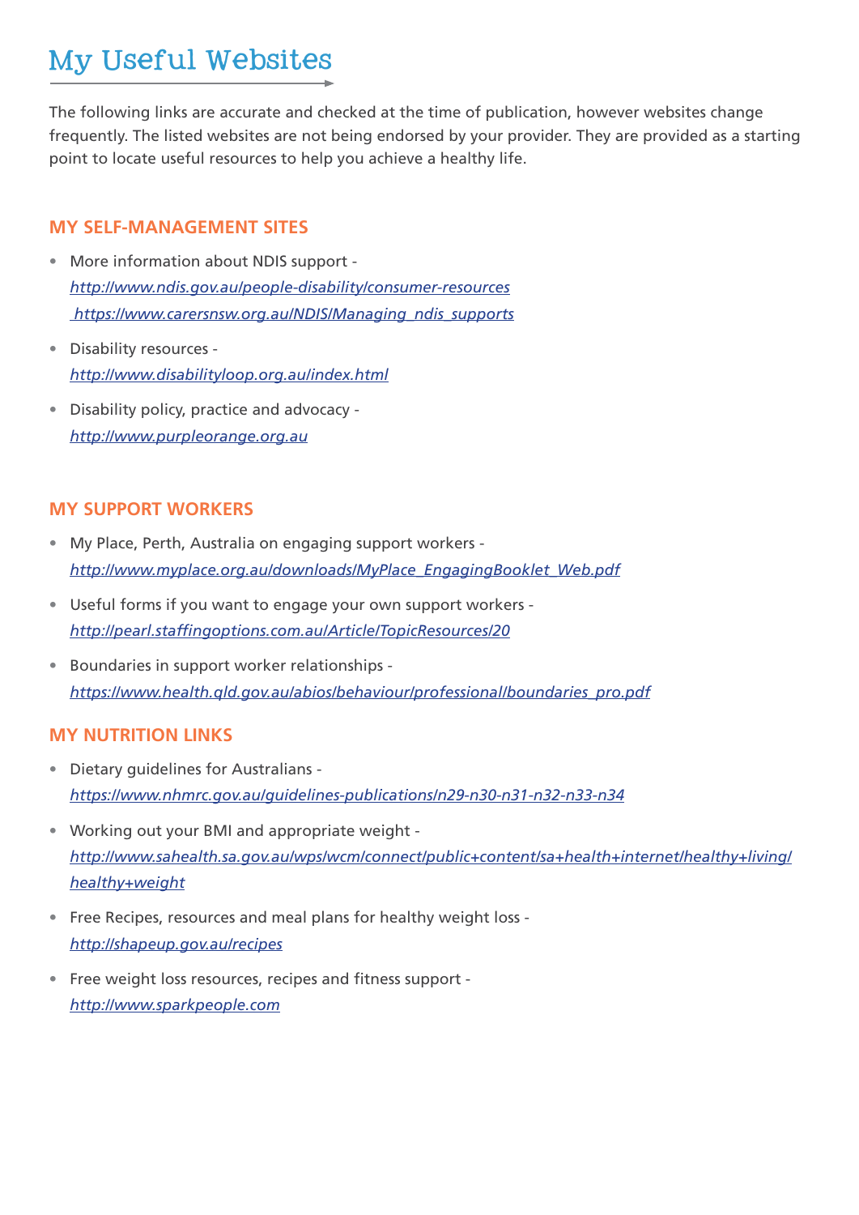# My Useful Websites

The following links are accurate and checked at the time of publication, however websites change frequently. The listed websites are not being endorsed by your provider. They are provided as a starting point to locate useful resources to help you achieve a healthy life.

## MY SELF-MANAGEMENT SITES

- More information about NDIS support -
  *http://www.ndis.gov.au/people-disability/consumer-resources*
  *https://www.carersnsw.org.au/NDIS/Managing_ndis_supports*
- Disability resources -
  *http://www.disabilityloop.org.au/index.html*
- Disability policy, practice and advocacy -
  *http://www.purpleorange.org.au*

## MY SUPPORT WORKERS

- My Place, Perth, Australia on engaging support workers -
  *http://www.myplace.org.au/downloads/MyPlace_EngagingBooklet_Web.pdf*
- Useful forms if you want to engage your own support workers -
  *http://pearl.staffingoptions.com.au/Article/TopicResources/20*
- Boundaries in support worker relationships -
  *https://www.health.qld.gov.au/abios/behaviour/professional/boundaries_pro.pdf*

## MY NUTRITION LINKS

- Dietary guidelines for Australians -
  *https://www.nhmrc.gov.au/guidelines-publications/n29-n30-n31-n32-n33-n34*
- Working out your BMI and appropriate weight -
  *http://www.sahealth.sa.gov.au/wps/wcm/connect/public+content/sa+health+internet/healthy+living/healthy+weight*
- Free Recipes, resources and meal plans for healthy weight loss -
  *http://shapeup.gov.au/recipes*
- Free weight loss resources, recipes and fitness support -
  *http://www.sparkpeople.com*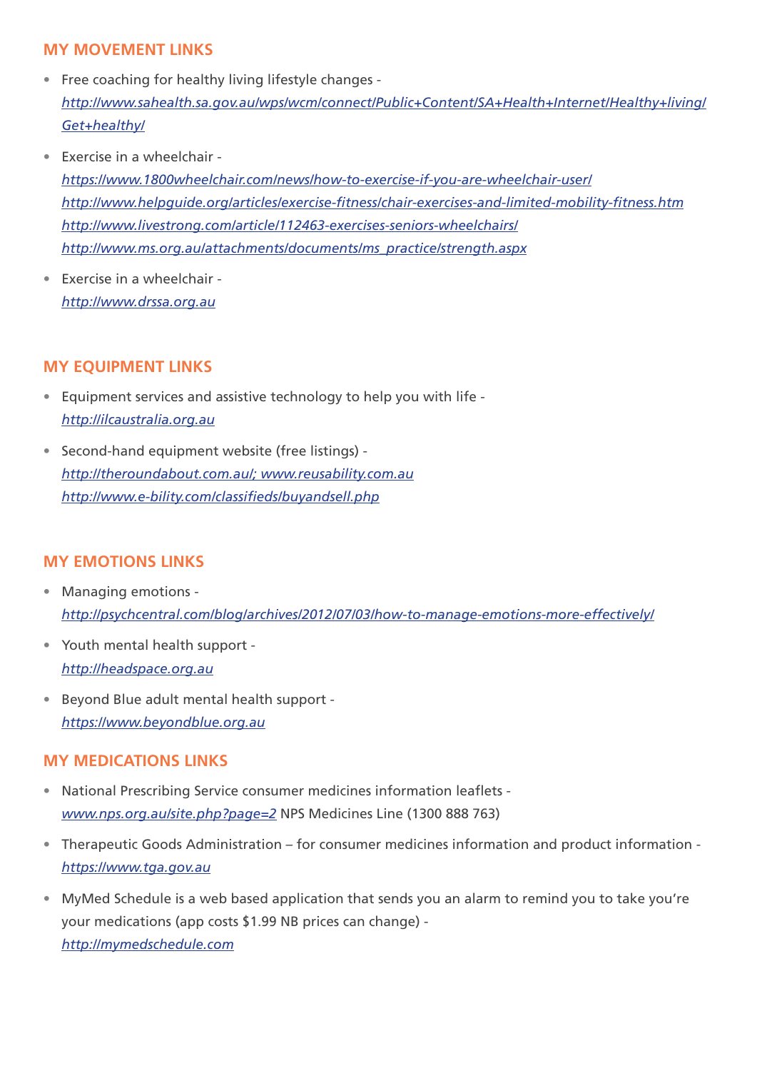## MY MOVEMENT LINKS

- Free coaching for healthy living lifestyle changes - *http://www.sahealth.sa.gov.au/wps/wcm/connect/Public+Content/SA+Health+Internet/Healthy+living/Get+healthy/*
- Exercise in a wheelchair -
  *https://www.1800wheelchair.com/news/how-to-exercise-if-you-are-wheelchair-user/*
  *http://www.helpguide.org/articles/exercise-fitness/chair-exercises-and-limited-mobility-fitness.htm*
  *http://www.livestrong.com/article/112463-exercises-seniors-wheelchairs/*
  *http://www.ms.org.au/attachments/documents/ms_practice/strength.aspx*
- Exercise in a wheelchair -
  *http://www.drssa.org.au*

## MY EQUIPMENT LINKS

- Equipment services and assistive technology to help you with life -
  *http://ilcaustralia.org.au*
- Second-hand equipment website (free listings) -
  *http://theroundabout.com.au/; www.reusability.com.au*
  *http://www.e-bility.com/classifieds/buyandsell.php*

## MY EMOTIONS LINKS

- Managing emotions -
  *http://psychcentral.com/blog/archives/2012/07/03/how-to-manage-emotions-more-effectively/*
- Youth mental health support -
  *http://headspace.org.au*
- Beyond Blue adult mental health support -
  *https://www.beyondblue.org.au*

## MY MEDICATIONS LINKS

- National Prescribing Service consumer medicines information leaflets -
  *www.nps.org.au/site.php?page=2* NPS Medicines Line (1300 888 763)
- Therapeutic Goods Administration – for consumer medicines information and product information -
  *https://www.tga.gov.au*
- MyMed Schedule is a web based application that sends you an alarm to remind you to take you're your medications (app costs $1.99 NB prices can change) -
  *http://mymedschedule.com*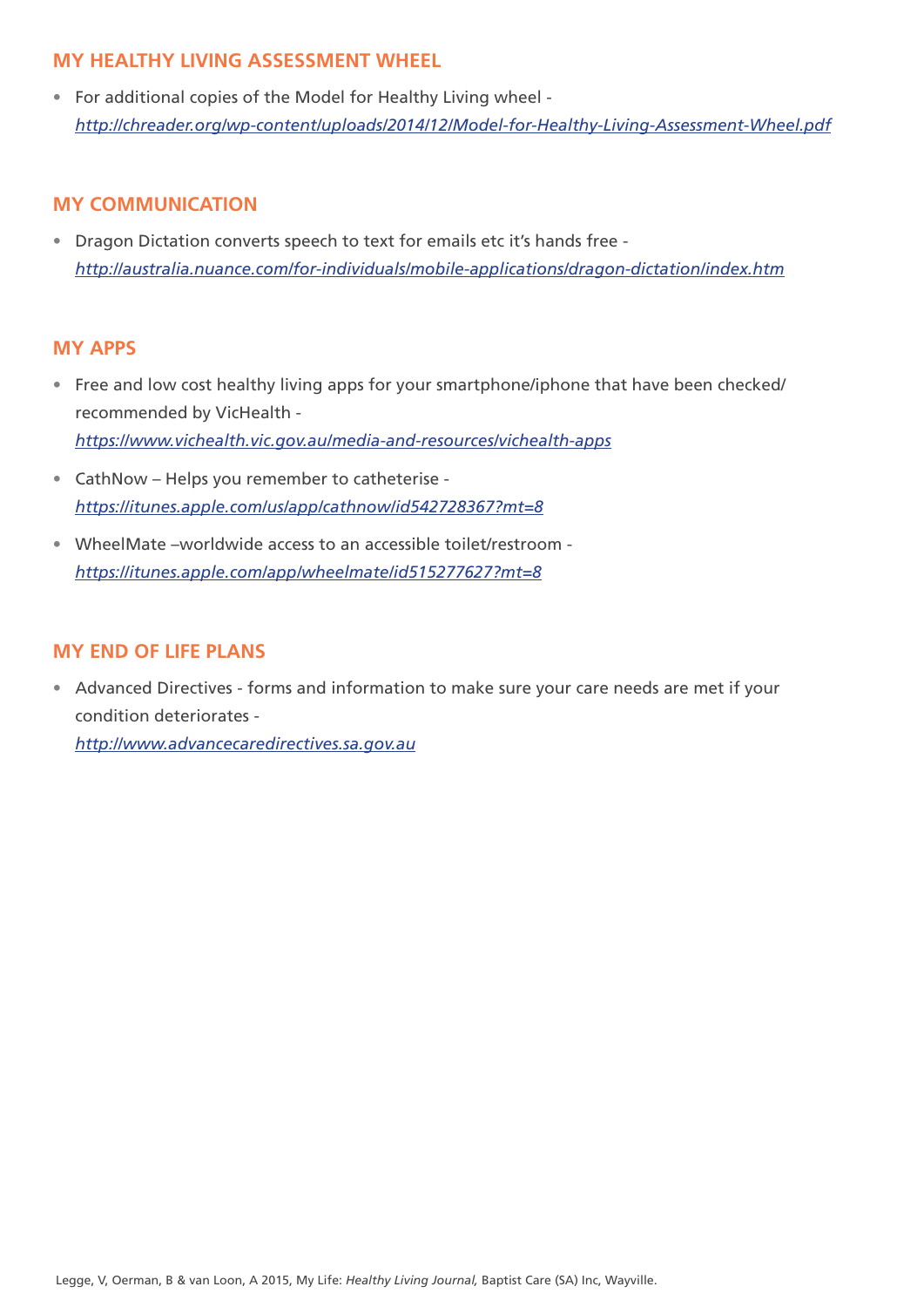## MY HEALTHY LIVING ASSESSMENT WHEEL

- For additional copies of the Model for Healthy Living wheel - *http://chreader.org/wp-content/uploads/2014/12/Model-for-Healthy-Living-Assessment-Wheel.pdf*

## MY COMMUNICATION

- Dragon Dictation converts speech to text for emails etc it's hands free - *http://australia.nuance.com/for-individuals/mobile-applications/dragon-dictation/index.htm*

## MY APPS

- Free and low cost healthy living apps for your smartphone/iphone that have been checked/recommended by VicHealth - *https://www.vichealth.vic.gov.au/media-and-resources/vichealth-apps*
- CathNow – Helps you remember to catheterise - *https://itunes.apple.com/us/app/cathnow/id542728367?mt=8*
- WheelMate –worldwide access to an accessible toilet/restroom - *https://itunes.apple.com/app/wheelmate/id515277627?mt=8*

## MY END OF LIFE PLANS

- Advanced Directives - forms and information to make sure your care needs are met if your condition deteriorates - *http://www.advancecaredirectives.sa.gov.au*

Legge, V, Oerman, B & van Loon, A 2015, My Life: *Healthy Living Journal,* Baptist Care (SA) Inc, Wayville.